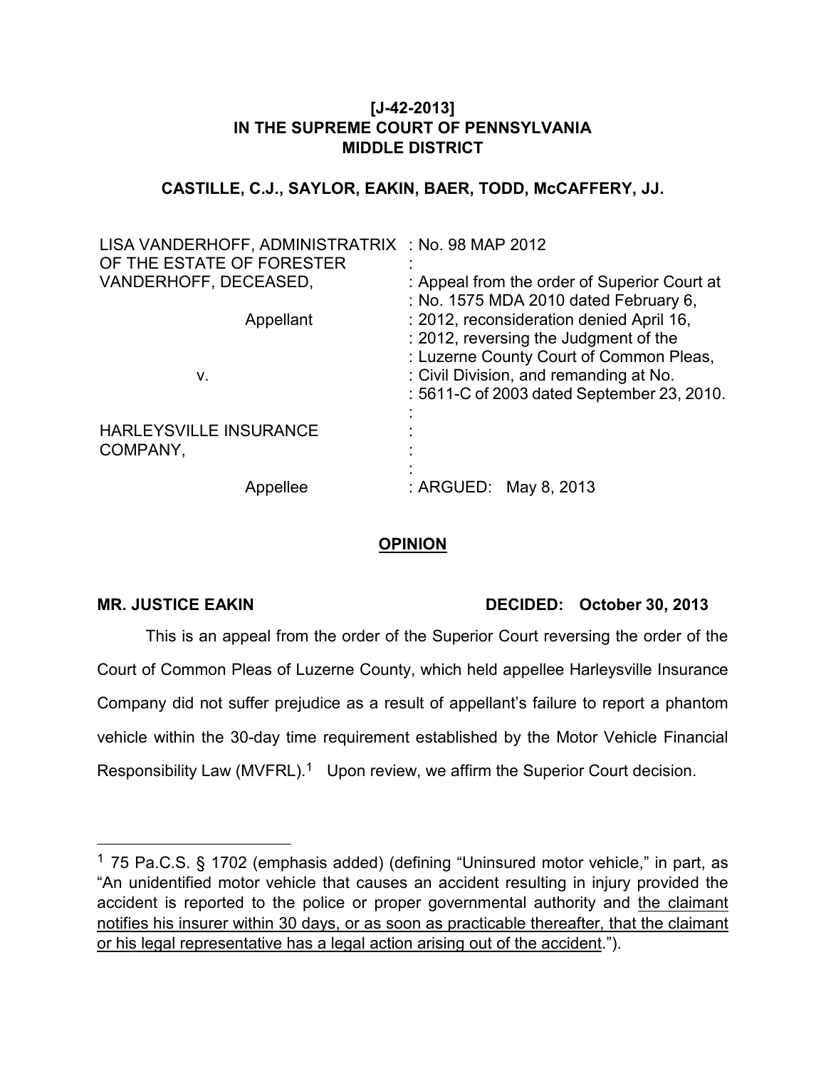**[J-42-2013]**
**IN THE SUPREME COURT OF PENNSYLVANIA**
**MIDDLE DISTRICT**

**CASTILLE, C.J., SAYLOR, EAKIN, BAER, TODD, McCAFFERY, JJ.**

| | |
|---|---|
| LISA VANDERHOFF, ADMINISTRATRIX OF THE ESTATE OF FORESTER VANDERHOFF, DECEASED, | : No. 98 MAP 2012 |
| Appellant | : Appeal from the order of Superior Court at : No. 1575 MDA 2010 dated February 6, : 2012, reconsideration denied April 16, : 2012, reversing the Judgment of the : Luzerne County Court of Common Pleas, : Civil Division, and remanding at No. : 5611-C of 2003 dated September 23, 2010. |
| v. | |
| HARLEYSVILLE INSURANCE COMPANY, | |
| Appellee | : ARGUED: May 8, 2013 |

**OPINION**

**MR. JUSTICE EAKIN** **DECIDED: October 30, 2013**

This is an appeal from the order of the Superior Court reversing the order of the Court of Common Pleas of Luzerne County, which held appellee Harleysville Insurance Company did not suffer prejudice as a result of appellant's failure to report a phantom vehicle within the 30-day time requirement established by the Motor Vehicle Financial Responsibility Law (MVFRL).[1] Upon review, we affirm the Superior Court decision.

---

[1] 75 Pa.C.S. § 1702 (emphasis added) (defining "Uninsured motor vehicle," in part, as "An unidentified motor vehicle that causes an accident resulting in injury provided the accident is reported to the police or proper governmental authority and <u>the claimant notifies his insurer within 30 days, or as soon as practicable thereafter, that the claimant or his legal representative has a legal action arising out of the accident</u>.").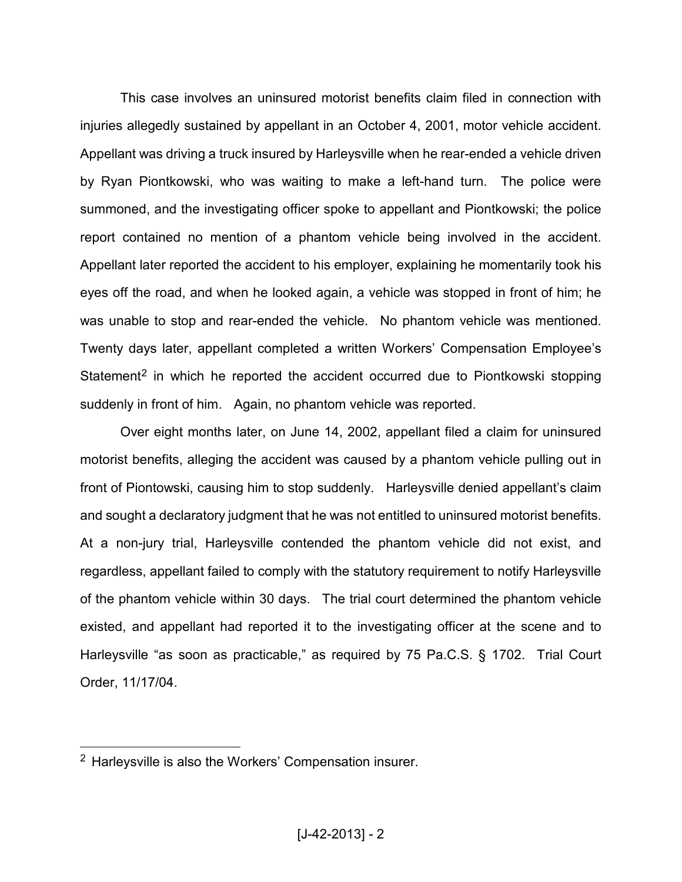This case involves an uninsured motorist benefits claim filed in connection with injuries allegedly sustained by appellant in an October 4, 2001, motor vehicle accident. Appellant was driving a truck insured by Harleysville when he rear-ended a vehicle driven by Ryan Piontkowski, who was waiting to make a left-hand turn. The police were summoned, and the investigating officer spoke to appellant and Piontkowski; the police report contained no mention of a phantom vehicle being involved in the accident. Appellant later reported the accident to his employer, explaining he momentarily took his eyes off the road, and when he looked again, a vehicle was stopped in front of him; he was unable to stop and rear-ended the vehicle. No phantom vehicle was mentioned. Twenty days later, appellant completed a written Workers' Compensation Employee's Statement[2] in which he reported the accident occurred due to Piontkowski stopping suddenly in front of him. Again, no phantom vehicle was reported.

Over eight months later, on June 14, 2002, appellant filed a claim for uninsured motorist benefits, alleging the accident was caused by a phantom vehicle pulling out in front of Piontowski, causing him to stop suddenly. Harleysville denied appellant's claim and sought a declaratory judgment that he was not entitled to uninsured motorist benefits. At a non-jury trial, Harleysville contended the phantom vehicle did not exist, and regardless, appellant failed to comply with the statutory requirement to notify Harleysville of the phantom vehicle within 30 days. The trial court determined the phantom vehicle existed, and appellant had reported it to the investigating officer at the scene and to Harleysville "as soon as practicable," as required by 75 Pa.C.S. § 1702. Trial Court Order, 11/17/04.

---

[2] Harleysville is also the Workers' Compensation insurer.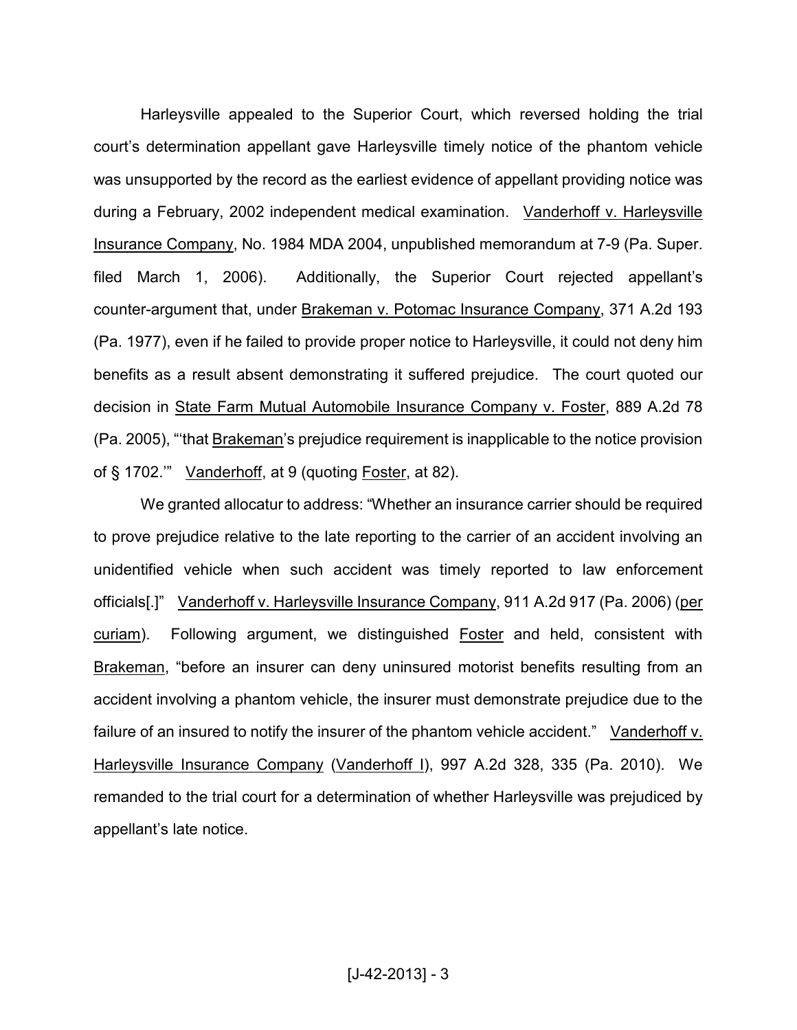Harleysville appealed to the Superior Court, which reversed holding the trial court's determination appellant gave Harleysville timely notice of the phantom vehicle was unsupported by the record as the earliest evidence of appellant providing notice was during a February, 2002 independent medical examination. Vanderhoff v. Harleysville Insurance Company, No. 1984 MDA 2004, unpublished memorandum at 7-9 (Pa. Super. filed March 1, 2006). Additionally, the Superior Court rejected appellant's counter-argument that, under Brakeman v. Potomac Insurance Company, 371 A.2d 193 (Pa. 1977), even if he failed to provide proper notice to Harleysville, it could not deny him benefits as a result absent demonstrating it suffered prejudice. The court quoted our decision in State Farm Mutual Automobile Insurance Company v. Foster, 889 A.2d 78 (Pa. 2005), "'that Brakeman's prejudice requirement is inapplicable to the notice provision of § 1702.'" Vanderhoff, at 9 (quoting Foster, at 82).

We granted allocatur to address: "Whether an insurance carrier should be required to prove prejudice relative to the late reporting to the carrier of an accident involving an unidentified vehicle when such accident was timely reported to law enforcement officials[.]" Vanderhoff v. Harleysville Insurance Company, 911 A.2d 917 (Pa. 2006) (per curiam). Following argument, we distinguished Foster and held, consistent with Brakeman, "before an insurer can deny uninsured motorist benefits resulting from an accident involving a phantom vehicle, the insurer must demonstrate prejudice due to the failure of an insured to notify the insurer of the phantom vehicle accident." Vanderhoff v. Harleysville Insurance Company (Vanderhoff I), 997 A.2d 328, 335 (Pa. 2010). We remanded to the trial court for a determination of whether Harleysville was prejudiced by appellant's late notice.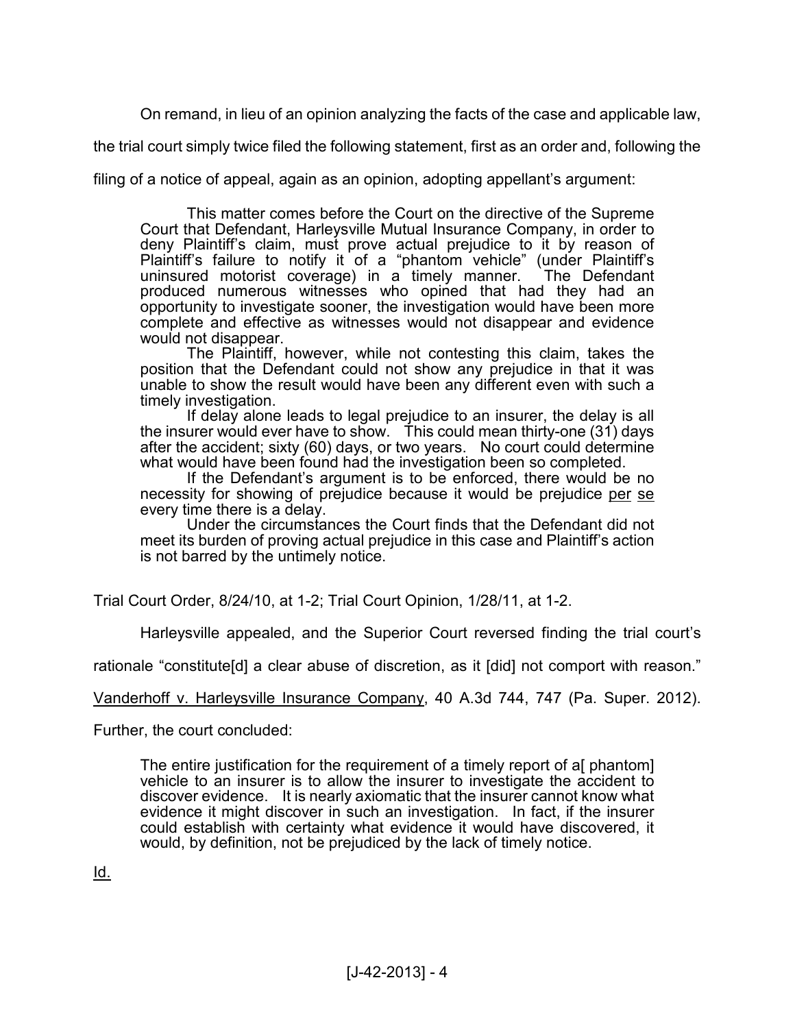On remand, in lieu of an opinion analyzing the facts of the case and applicable law, the trial court simply twice filed the following statement, first as an order and, following the filing of a notice of appeal, again as an opinion, adopting appellant's argument:

> This matter comes before the Court on the directive of the Supreme Court that Defendant, Harleysville Mutual Insurance Company, in order to deny Plaintiff's claim, must prove actual prejudice to it by reason of Plaintiff's failure to notify it of a "phantom vehicle" (under Plaintiff's uninsured motorist coverage) in a timely manner. The Defendant produced numerous witnesses who opined that had they had an opportunity to investigate sooner, the investigation would have been more complete and effective as witnesses would not disappear and evidence would not disappear.
>
> The Plaintiff, however, while not contesting this claim, takes the position that the Defendant could not show any prejudice in that it was unable to show the result would have been any different even with such a timely investigation.
>
> If delay alone leads to legal prejudice to an insurer, the delay is all the insurer would ever have to show. This could mean thirty-one (31) days after the accident; sixty (60) days, or two years. No court could determine what would have been found had the investigation been so completed.
>
> If the Defendant's argument is to be enforced, there would be no necessity for showing of prejudice because it would be prejudice <u>per se</u> every time there is a delay.
>
> Under the circumstances the Court finds that the Defendant did not meet its burden of proving actual prejudice in this case and Plaintiff's action is not barred by the untimely notice.

Trial Court Order, 8/24/10, at 1-2; Trial Court Opinion, 1/28/11, at 1-2.

Harleysville appealed, and the Superior Court reversed finding the trial court's rationale "constitute[d] a clear abuse of discretion, as it [did] not comport with reason." <u>Vanderhoff v. Harleysville Insurance Company</u>, 40 A.3d 744, 747 (Pa. Super. 2012). Further, the court concluded:

> The entire justification for the requirement of a timely report of a[ phantom] vehicle to an insurer is to allow the insurer to investigate the accident to discover evidence. It is nearly axiomatic that the insurer cannot know what evidence it might discover in such an investigation. In fact, if the insurer could establish with certainty what evidence it would have discovered, it would, by definition, not be prejudiced by the lack of timely notice.

<u>Id.</u>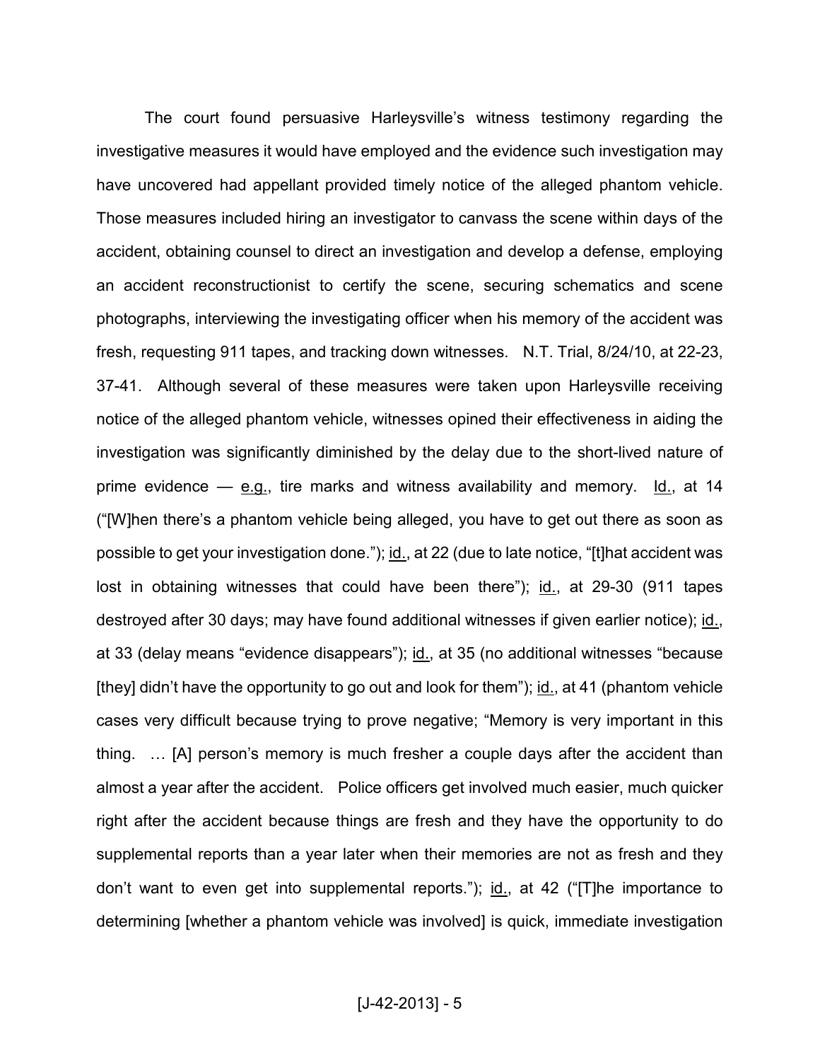The court found persuasive Harleysville's witness testimony regarding the investigative measures it would have employed and the evidence such investigation may have uncovered had appellant provided timely notice of the alleged phantom vehicle. Those measures included hiring an investigator to canvass the scene within days of the accident, obtaining counsel to direct an investigation and develop a defense, employing an accident reconstructionist to certify the scene, securing schematics and scene photographs, interviewing the investigating officer when his memory of the accident was fresh, requesting 911 tapes, and tracking down witnesses. N.T. Trial, 8/24/10, at 22-23, 37-41. Although several of these measures were taken upon Harleysville receiving notice of the alleged phantom vehicle, witnesses opined their effectiveness in aiding the investigation was significantly diminished by the delay due to the short-lived nature of prime evidence — e.g., tire marks and witness availability and memory. Id., at 14 ("[W]hen there's a phantom vehicle being alleged, you have to get out there as soon as possible to get your investigation done."); id., at 22 (due to late notice, "[t]hat accident was lost in obtaining witnesses that could have been there"); id., at 29-30 (911 tapes destroyed after 30 days; may have found additional witnesses if given earlier notice); id., at 33 (delay means "evidence disappears"); id., at 35 (no additional witnesses "because [they] didn't have the opportunity to go out and look for them"); id., at 41 (phantom vehicle cases very difficult because trying to prove negative; "Memory is very important in this thing. … [A] person's memory is much fresher a couple days after the accident than almost a year after the accident. Police officers get involved much easier, much quicker right after the accident because things are fresh and they have the opportunity to do supplemental reports than a year later when their memories are not as fresh and they don't want to even get into supplemental reports."); id., at 42 ("[T]he importance to determining [whether a phantom vehicle was involved] is quick, immediate investigation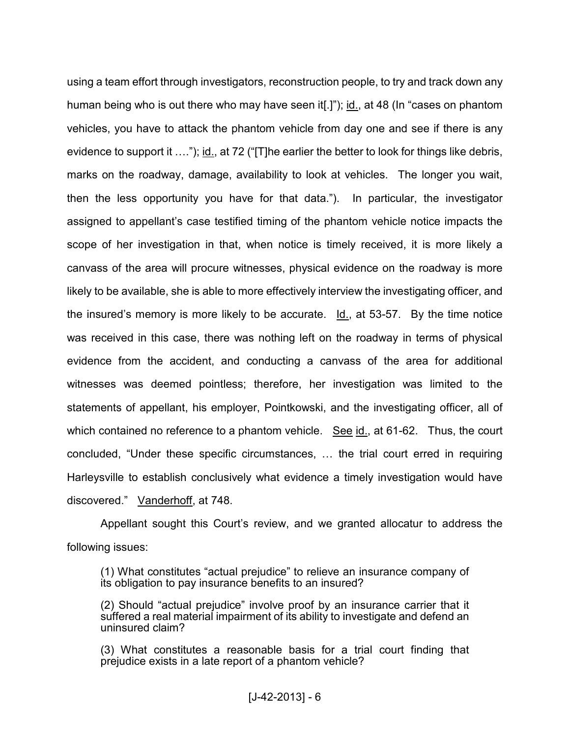using a team effort through investigators, reconstruction people, to try and track down any human being who is out there who may have seen it[.]"); id., at 48 (In "cases on phantom vehicles, you have to attack the phantom vehicle from day one and see if there is any evidence to support it …."); id., at 72 ("[T]he earlier the better to look for things like debris, marks on the roadway, damage, availability to look at vehicles. The longer you wait, then the less opportunity you have for that data."). In particular, the investigator assigned to appellant's case testified timing of the phantom vehicle notice impacts the scope of her investigation in that, when notice is timely received, it is more likely a canvass of the area will procure witnesses, physical evidence on the roadway is more likely to be available, she is able to more effectively interview the investigating officer, and the insured's memory is more likely to be accurate. Id., at 53-57. By the time notice was received in this case, there was nothing left on the roadway in terms of physical evidence from the accident, and conducting a canvass of the area for additional witnesses was deemed pointless; therefore, her investigation was limited to the statements of appellant, his employer, Pointkowski, and the investigating officer, all of which contained no reference to a phantom vehicle. See id., at 61-62. Thus, the court concluded, "Under these specific circumstances, … the trial court erred in requiring Harleysville to establish conclusively what evidence a timely investigation would have discovered." Vanderhoff, at 748.

Appellant sought this Court's review, and we granted allocatur to address the following issues:

> (1) What constitutes "actual prejudice" to relieve an insurance company of its obligation to pay insurance benefits to an insured?
>
> (2) Should "actual prejudice" involve proof by an insurance carrier that it suffered a real material impairment of its ability to investigate and defend an uninsured claim?
>
> (3) What constitutes a reasonable basis for a trial court finding that prejudice exists in a late report of a phantom vehicle?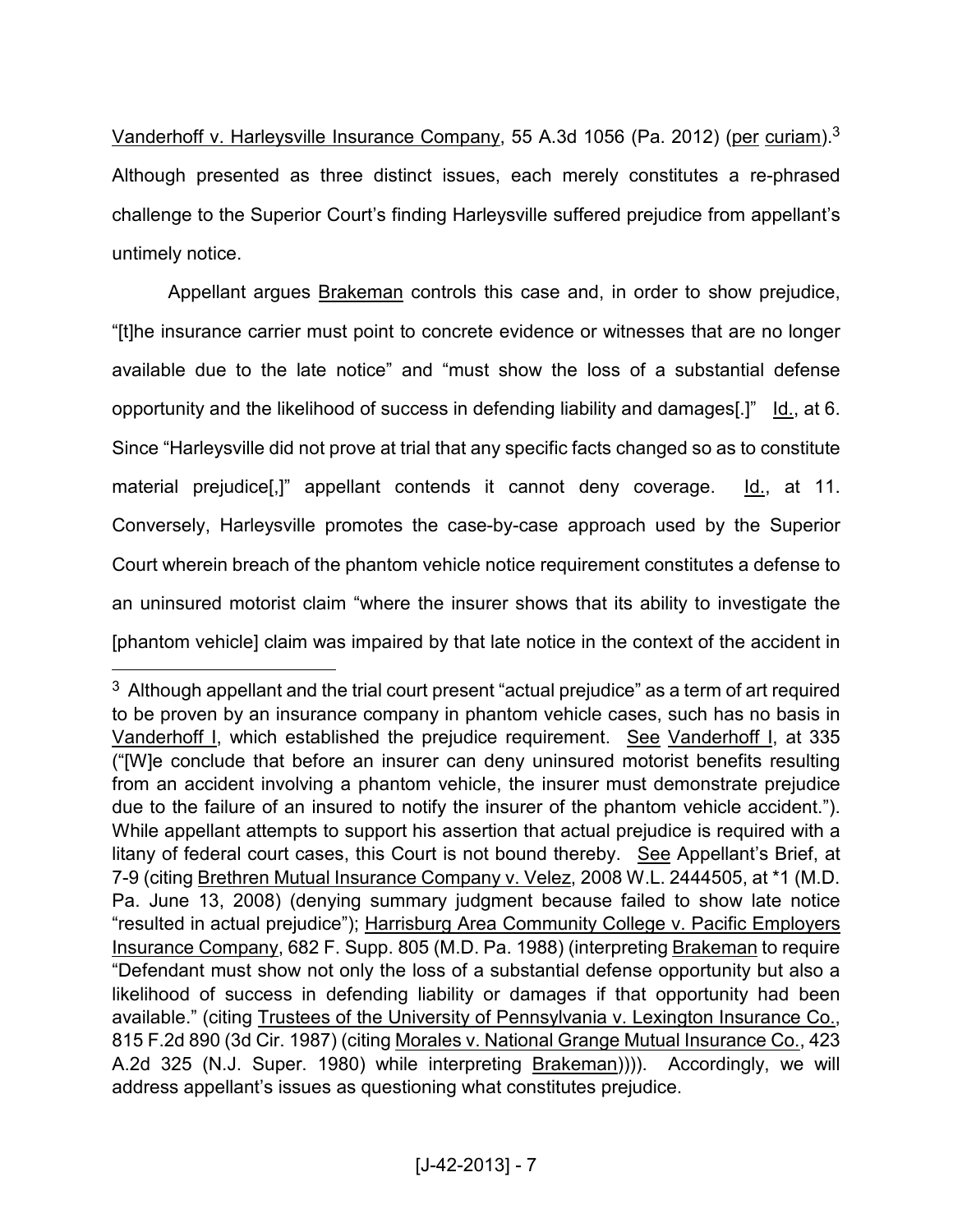Vanderhoff v. Harleysville Insurance Company, 55 A.3d 1056 (Pa. 2012) (per curiam).[3] Although presented as three distinct issues, each merely constitutes a re-phrased challenge to the Superior Court's finding Harleysville suffered prejudice from appellant's untimely notice.

Appellant argues Brakeman controls this case and, in order to show prejudice, "[t]he insurance carrier must point to concrete evidence or witnesses that are no longer available due to the late notice" and "must show the loss of a substantial defense opportunity and the likelihood of success in defending liability and damages[.]" Id., at 6. Since "Harleysville did not prove at trial that any specific facts changed so as to constitute material prejudice[,]" appellant contends it cannot deny coverage. Id., at 11. Conversely, Harleysville promotes the case-by-case approach used by the Superior Court wherein breach of the phantom vehicle notice requirement constitutes a defense to an uninsured motorist claim "where the insurer shows that its ability to investigate the [phantom vehicle] claim was impaired by that late notice in the context of the accident in

---

[3] Although appellant and the trial court present "actual prejudice" as a term of art required to be proven by an insurance company in phantom vehicle cases, such has no basis in Vanderhoff I, which established the prejudice requirement. See Vanderhoff I, at 335 ("[W]e conclude that before an insurer can deny uninsured motorist benefits resulting from an accident involving a phantom vehicle, the insurer must demonstrate prejudice due to the failure of an insured to notify the insurer of the phantom vehicle accident."). While appellant attempts to support his assertion that actual prejudice is required with a litany of federal court cases, this Court is not bound thereby. See Appellant's Brief, at 7-9 (citing Brethren Mutual Insurance Company v. Velez, 2008 W.L. 2444505, at *1 (M.D. Pa. June 13, 2008) (denying summary judgment because failed to show late notice "resulted in actual prejudice"); Harrisburg Area Community College v. Pacific Employers Insurance Company, 682 F. Supp. 805 (M.D. Pa. 1988) (interpreting Brakeman to require "Defendant must show not only the loss of a substantial defense opportunity but also a likelihood of success in defending liability or damages if that opportunity had been available." (citing Trustees of the University of Pennsylvania v. Lexington Insurance Co., 815 F.2d 890 (3d Cir. 1987) (citing Morales v. National Grange Mutual Insurance Co., 423 A.2d 325 (N.J. Super. 1980) while interpreting Brakeman)))). Accordingly, we will address appellant's issues as questioning what constitutes prejudice.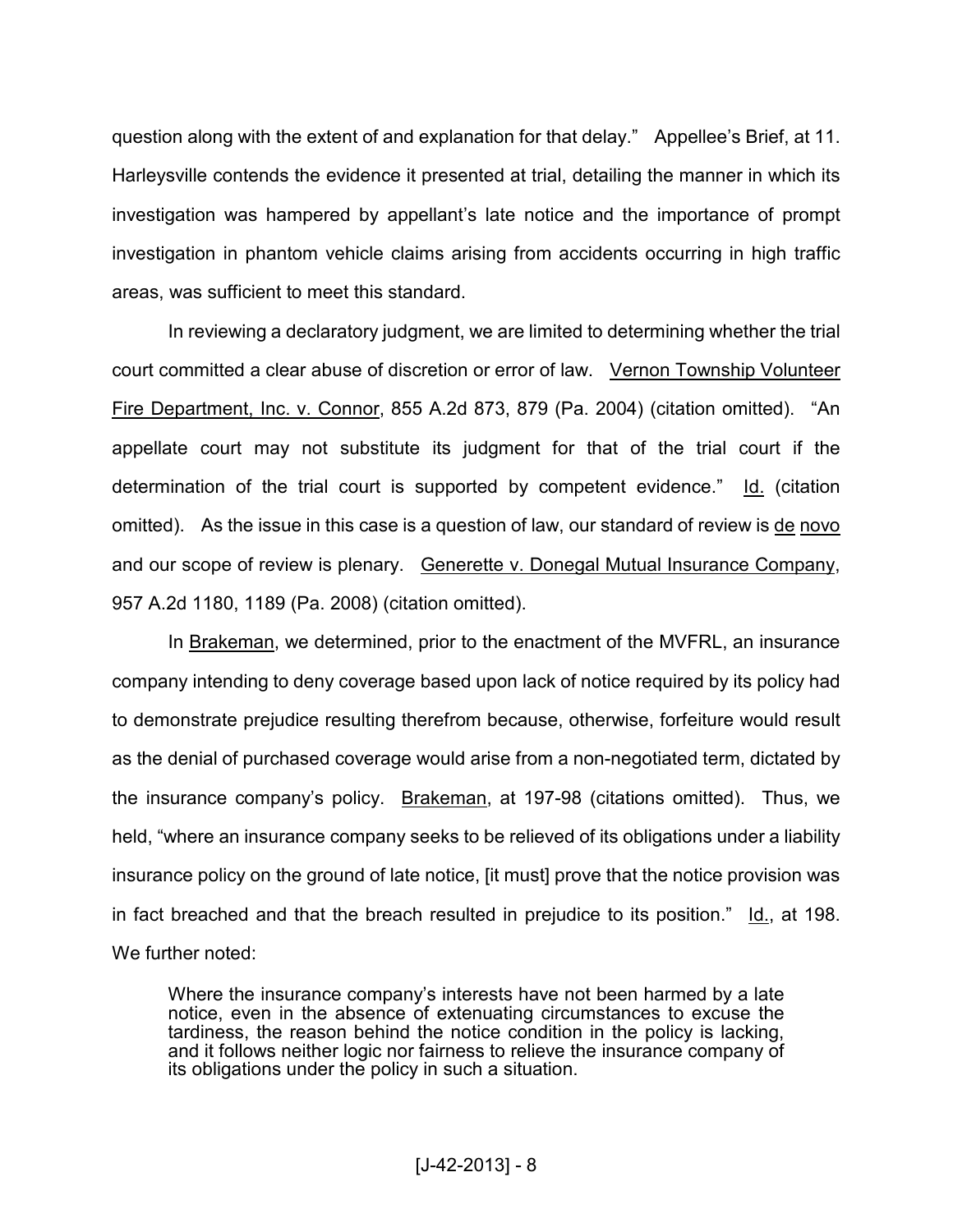question along with the extent of and explanation for that delay." Appellee's Brief, at 11. Harleysville contends the evidence it presented at trial, detailing the manner in which its investigation was hampered by appellant's late notice and the importance of prompt investigation in phantom vehicle claims arising from accidents occurring in high traffic areas, was sufficient to meet this standard.

In reviewing a declaratory judgment, we are limited to determining whether the trial court committed a clear abuse of discretion or error of law. Vernon Township Volunteer Fire Department, Inc. v. Connor, 855 A.2d 873, 879 (Pa. 2004) (citation omitted). "An appellate court may not substitute its judgment for that of the trial court if the determination of the trial court is supported by competent evidence." Id. (citation omitted). As the issue in this case is a question of law, our standard of review is de novo and our scope of review is plenary. Generette v. Donegal Mutual Insurance Company, 957 A.2d 1180, 1189 (Pa. 2008) (citation omitted).

In Brakeman, we determined, prior to the enactment of the MVFRL, an insurance company intending to deny coverage based upon lack of notice required by its policy had to demonstrate prejudice resulting therefrom because, otherwise, forfeiture would result as the denial of purchased coverage would arise from a non-negotiated term, dictated by the insurance company's policy. Brakeman, at 197-98 (citations omitted). Thus, we held, "where an insurance company seeks to be relieved of its obligations under a liability insurance policy on the ground of late notice, [it must] prove that the notice provision was in fact breached and that the breach resulted in prejudice to its position." Id., at 198. We further noted:

> Where the insurance company's interests have not been harmed by a late notice, even in the absence of extenuating circumstances to excuse the tardiness, the reason behind the notice condition in the policy is lacking, and it follows neither logic nor fairness to relieve the insurance company of its obligations under the policy in such a situation.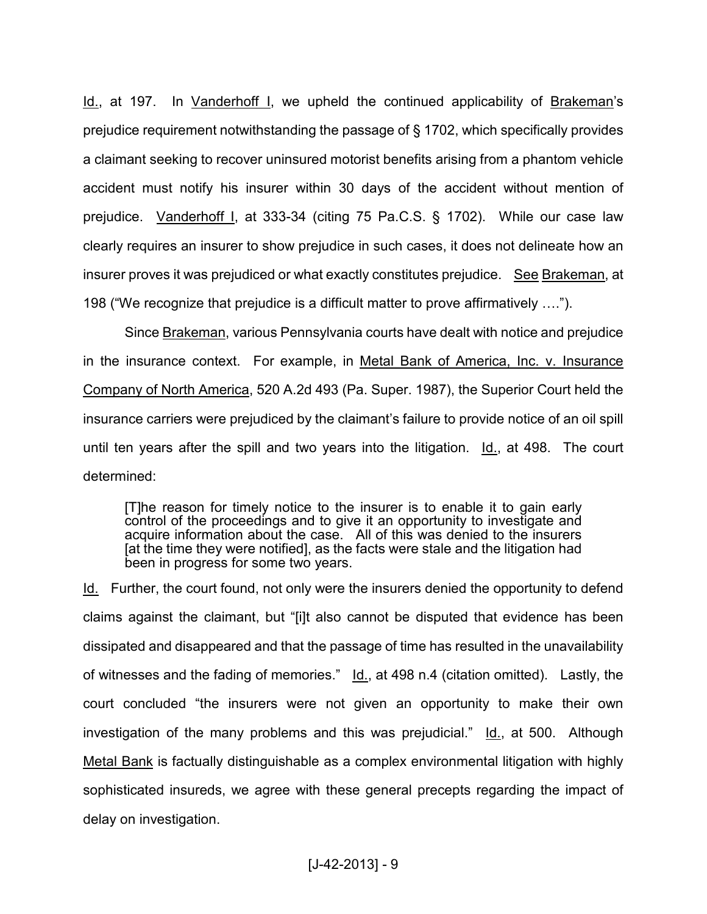Id., at 197. In Vanderhoff I, we upheld the continued applicability of Brakeman's prejudice requirement notwithstanding the passage of § 1702, which specifically provides a claimant seeking to recover uninsured motorist benefits arising from a phantom vehicle accident must notify his insurer within 30 days of the accident without mention of prejudice. Vanderhoff I, at 333-34 (citing 75 Pa.C.S. § 1702). While our case law clearly requires an insurer to show prejudice in such cases, it does not delineate how an insurer proves it was prejudiced or what exactly constitutes prejudice. See Brakeman, at 198 ("We recognize that prejudice is a difficult matter to prove affirmatively ….").

Since Brakeman, various Pennsylvania courts have dealt with notice and prejudice in the insurance context. For example, in Metal Bank of America, Inc. v. Insurance Company of North America, 520 A.2d 493 (Pa. Super. 1987), the Superior Court held the insurance carriers were prejudiced by the claimant's failure to provide notice of an oil spill until ten years after the spill and two years into the litigation. Id., at 498. The court determined:

> [T]he reason for timely notice to the insurer is to enable it to gain early control of the proceedings and to give it an opportunity to investigate and acquire information about the case. All of this was denied to the insurers [at the time they were notified], as the facts were stale and the litigation had been in progress for some two years.

Id. Further, the court found, not only were the insurers denied the opportunity to defend claims against the claimant, but "[i]t also cannot be disputed that evidence has been dissipated and disappeared and that the passage of time has resulted in the unavailability of witnesses and the fading of memories." Id., at 498 n.4 (citation omitted). Lastly, the court concluded "the insurers were not given an opportunity to make their own investigation of the many problems and this was prejudicial." Id., at 500. Although Metal Bank is factually distinguishable as a complex environmental litigation with highly sophisticated insureds, we agree with these general precepts regarding the impact of delay on investigation.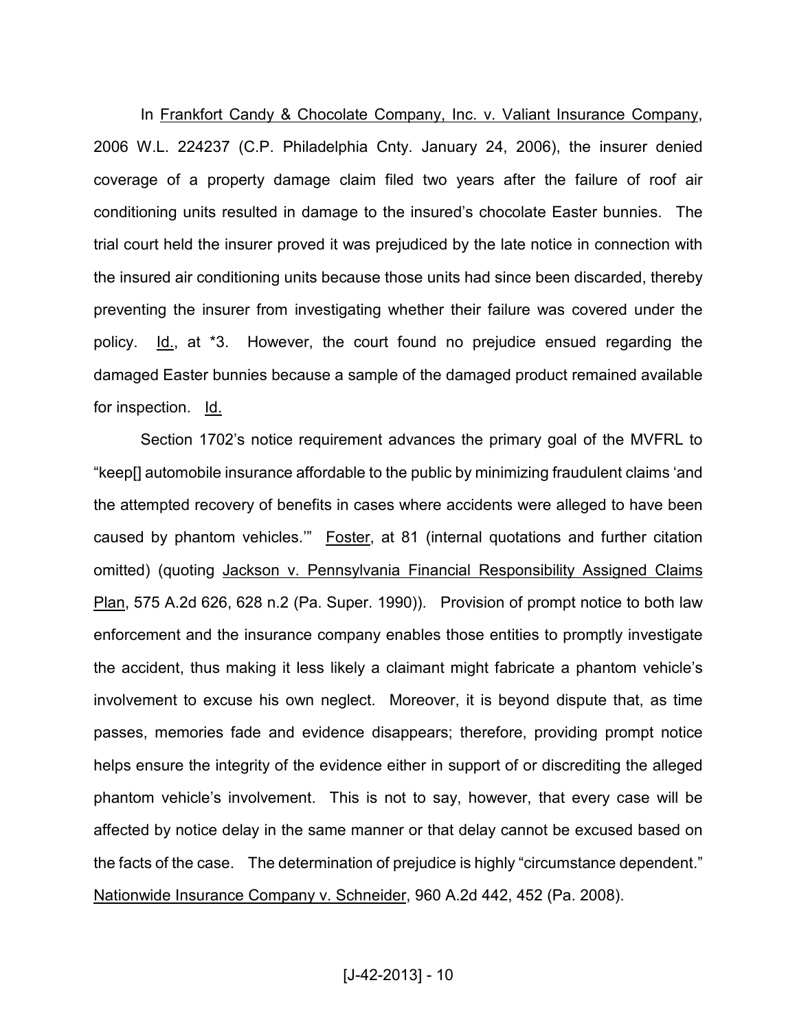In Frankfort Candy & Chocolate Company, Inc. v. Valiant Insurance Company, 2006 W.L. 224237 (C.P. Philadelphia Cnty. January 24, 2006), the insurer denied coverage of a property damage claim filed two years after the failure of roof air conditioning units resulted in damage to the insured's chocolate Easter bunnies. The trial court held the insurer proved it was prejudiced by the late notice in connection with the insured air conditioning units because those units had since been discarded, thereby preventing the insurer from investigating whether their failure was covered under the policy. Id., at *3. However, the court found no prejudice ensued regarding the damaged Easter bunnies because a sample of the damaged product remained available for inspection. Id.

Section 1702's notice requirement advances the primary goal of the MVFRL to "keep[] automobile insurance affordable to the public by minimizing fraudulent claims 'and the attempted recovery of benefits in cases where accidents were alleged to have been caused by phantom vehicles.'" Foster, at 81 (internal quotations and further citation omitted) (quoting Jackson v. Pennsylvania Financial Responsibility Assigned Claims Plan, 575 A.2d 626, 628 n.2 (Pa. Super. 1990)). Provision of prompt notice to both law enforcement and the insurance company enables those entities to promptly investigate the accident, thus making it less likely a claimant might fabricate a phantom vehicle's involvement to excuse his own neglect. Moreover, it is beyond dispute that, as time passes, memories fade and evidence disappears; therefore, providing prompt notice helps ensure the integrity of the evidence either in support of or discrediting the alleged phantom vehicle's involvement. This is not to say, however, that every case will be affected by notice delay in the same manner or that delay cannot be excused based on the facts of the case. The determination of prejudice is highly "circumstance dependent." Nationwide Insurance Company v. Schneider, 960 A.2d 442, 452 (Pa. 2008).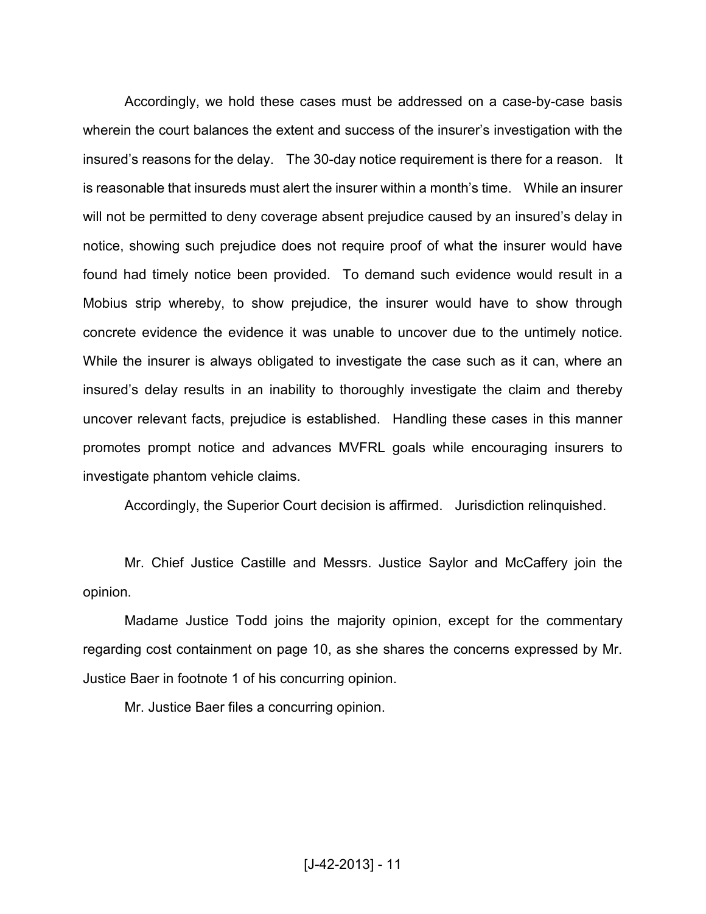Accordingly, we hold these cases must be addressed on a case-by-case basis wherein the court balances the extent and success of the insurer's investigation with the insured's reasons for the delay. The 30-day notice requirement is there for a reason. It is reasonable that insureds must alert the insurer within a month's time. While an insurer will not be permitted to deny coverage absent prejudice caused by an insured's delay in notice, showing such prejudice does not require proof of what the insurer would have found had timely notice been provided. To demand such evidence would result in a Mobius strip whereby, to show prejudice, the insurer would have to show through concrete evidence the evidence it was unable to uncover due to the untimely notice. While the insurer is always obligated to investigate the case such as it can, where an insured's delay results in an inability to thoroughly investigate the claim and thereby uncover relevant facts, prejudice is established. Handling these cases in this manner promotes prompt notice and advances MVFRL goals while encouraging insurers to investigate phantom vehicle claims.

Accordingly, the Superior Court decision is affirmed. Jurisdiction relinquished.

Mr. Chief Justice Castille and Messrs. Justice Saylor and McCaffery join the opinion.

Madame Justice Todd joins the majority opinion, except for the commentary regarding cost containment on page 10, as she shares the concerns expressed by Mr. Justice Baer in footnote 1 of his concurring opinion.

Mr. Justice Baer files a concurring opinion.